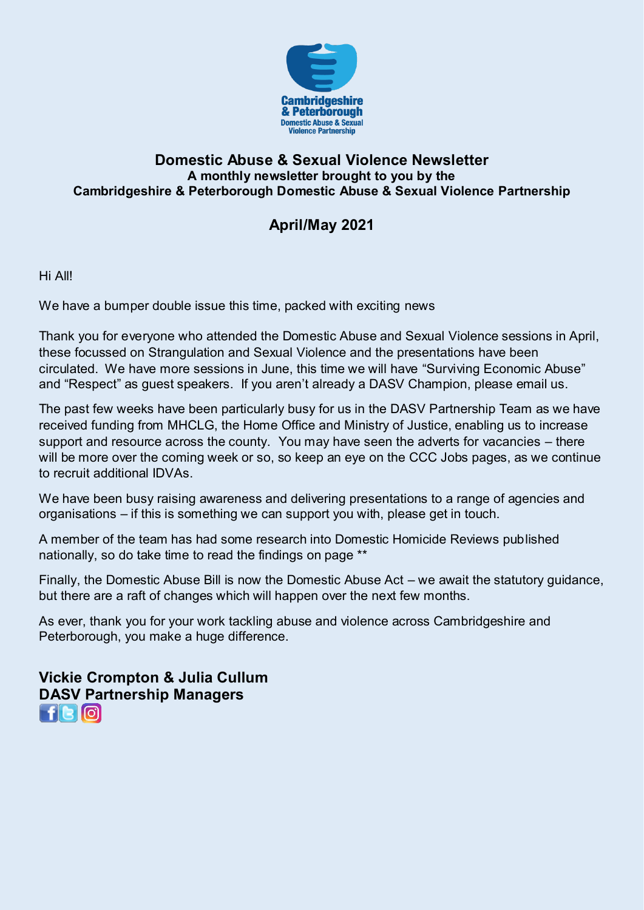# Domestic Abuse & Sexual Violence Newsletter

**A monthly newsletter brought to you by the**
**Cambridgeshire & Peterborough Domestic Abuse & Sexual Violence Partnership**

## April/May 2021

Hi All!

We have a bumper double issue this time, packed with exciting news

Thank you for everyone who attended the Domestic Abuse and Sexual Violence sessions in April, these focussed on Strangulation and Sexual Violence and the presentations have been circulated. We have more sessions in June, this time we will have "Surviving Economic Abuse" and "Respect" as guest speakers. If you aren't already a DASV Champion, please email us.

The past few weeks have been particularly busy for us in the DASV Partnership Team as we have received funding from MHCLG, the Home Office and Ministry of Justice, enabling us to increase support and resource across the county. You may have seen the adverts for vacancies – there will be more over the coming week or so, so keep an eye on the CCC Jobs pages, as we continue to recruit additional IDVAs.

We have been busy raising awareness and delivering presentations to a range of agencies and organisations – if this is something we can support you with, please get in touch.

A member of the team has had some research into Domestic Homicide Reviews published nationally, so do take time to read the findings on page **

Finally, the Domestic Abuse Bill is now the Domestic Abuse Act – we await the statutory guidance, but there are a raft of changes which will happen over the next few months.

As ever, thank you for your work tackling abuse and violence across Cambridgeshire and Peterborough, you make a huge difference.

**Vickie Crompton & Julia Cullum**
**DASV Partnership Managers**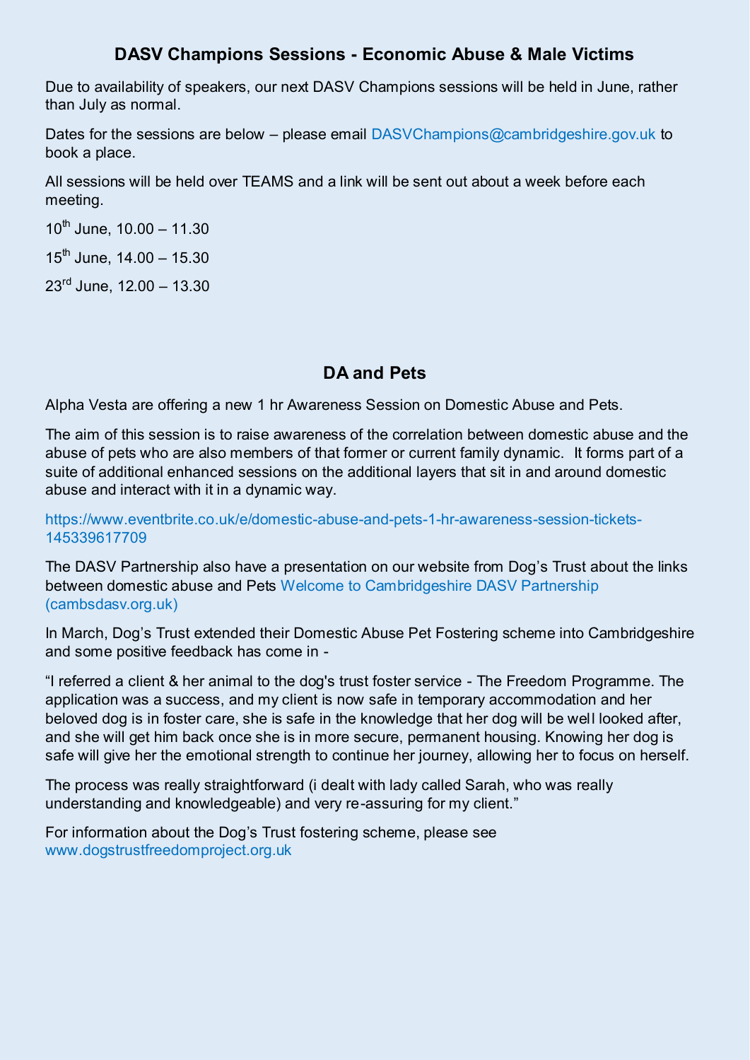## DASV Champions Sessions - Economic Abuse & Male Victims

Due to availability of speakers, our next DASV Champions sessions will be held in June, rather than July as normal.

Dates for the sessions are below – please email DASVChampions@cambridgeshire.gov.uk to book a place.

All sessions will be held over TEAMS and a link will be sent out about a week before each meeting.

10th June, 10.00 – 11.30

15th June, 14.00 – 15.30

23rd June, 12.00 – 13.30

## DA and Pets

Alpha Vesta are offering a new 1 hr Awareness Session on Domestic Abuse and Pets.

The aim of this session is to raise awareness of the correlation between domestic abuse and the abuse of pets who are also members of that former or current family dynamic. It forms part of a suite of additional enhanced sessions on the additional layers that sit in and around domestic abuse and interact with it in a dynamic way.

https://www.eventbrite.co.uk/e/domestic-abuse-and-pets-1-hr-awareness-session-tickets-145339617709

The DASV Partnership also have a presentation on our website from Dog's Trust about the links between domestic abuse and Pets Welcome to Cambridgeshire DASV Partnership (cambsdasv.org.uk)

In March, Dog's Trust extended their Domestic Abuse Pet Fostering scheme into Cambridgeshire and some positive feedback has come in -

"I referred a client & her animal to the dog's trust foster service - The Freedom Programme. The application was a success, and my client is now safe in temporary accommodation and her beloved dog is in foster care, she is safe in the knowledge that her dog will be well looked after, and she will get him back once she is in more secure, permanent housing. Knowing her dog is safe will give her the emotional strength to continue her journey, allowing her to focus on herself.

The process was really straightforward (i dealt with lady called Sarah, who was really understanding and knowledgeable) and very re-assuring for my client."

For information about the Dog's Trust fostering scheme, please see www.dogstrustfreedomproject.org.uk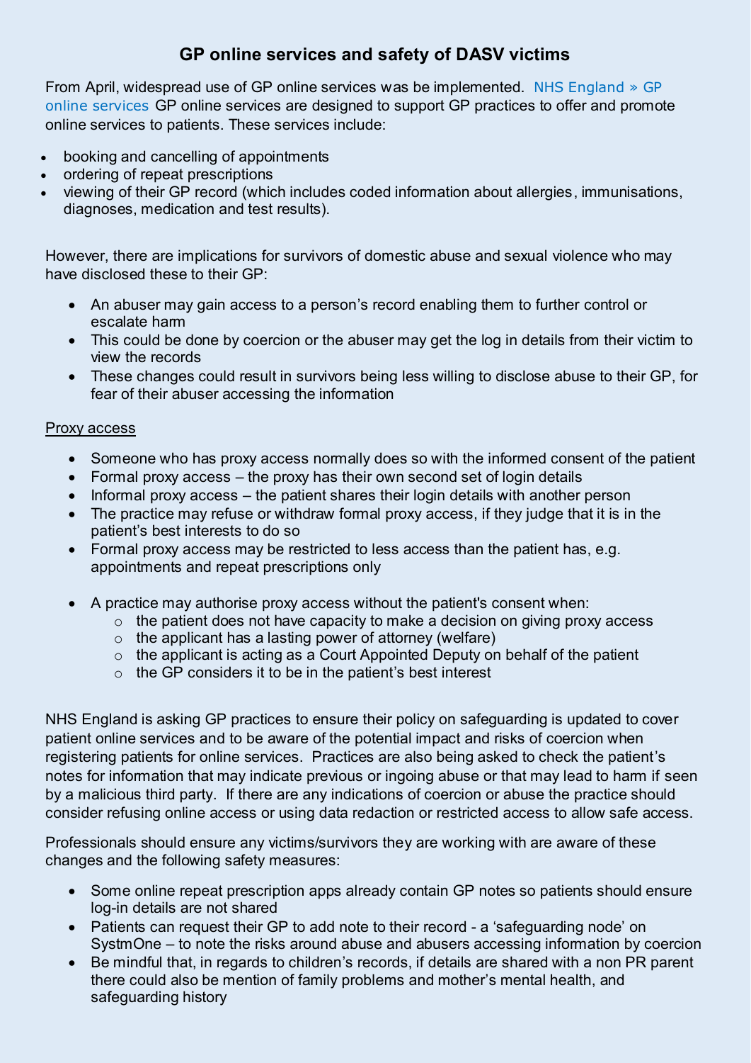## GP online services and safety of DASV victims

From April, widespread use of GP online services was be implemented. [NHS England » GP online services](#) GP online services are designed to support GP practices to offer and promote online services to patients. These services include:

- booking and cancelling of appointments
- ordering of repeat prescriptions
- viewing of their GP record (which includes coded information about allergies, immunisations, diagnoses, medication and test results).

However, there are implications for survivors of domestic abuse and sexual violence who may have disclosed these to their GP:

- An abuser may gain access to a person's record enabling them to further control or escalate harm
- This could be done by coercion or the abuser may get the log in details from their victim to view the records
- These changes could result in survivors being less willing to disclose abuse to their GP, for fear of their abuser accessing the information

<u>Proxy access</u>

- Someone who has proxy access normally does so with the informed consent of the patient
- Formal proxy access – the proxy has their own second set of login details
- Informal proxy access – the patient shares their login details with another person
- The practice may refuse or withdraw formal proxy access, if they judge that it is in the patient's best interests to do so
- Formal proxy access may be restricted to less access than the patient has, e.g. appointments and repeat prescriptions only
- A practice may authorise proxy access without the patient's consent when:
  - the patient does not have capacity to make a decision on giving proxy access
  - the applicant has a lasting power of attorney (welfare)
  - the applicant is acting as a Court Appointed Deputy on behalf of the patient
  - the GP considers it to be in the patient's best interest

NHS England is asking GP practices to ensure their policy on safeguarding is updated to cover patient online services and to be aware of the potential impact and risks of coercion when registering patients for online services. Practices are also being asked to check the patient's notes for information that may indicate previous or ingoing abuse or that may lead to harm if seen by a malicious third party. If there are any indications of coercion or abuse the practice should consider refusing online access or using data redaction or restricted access to allow safe access.

Professionals should ensure any victims/survivors they are working with are aware of these changes and the following safety measures:

- Some online repeat prescription apps already contain GP notes so patients should ensure log-in details are not shared
- Patients can request their GP to add note to their record - a 'safeguarding node' on SystmOne – to note the risks around abuse and abusers accessing information by coercion
- Be mindful that, in regards to children's records, if details are shared with a non PR parent there could also be mention of family problems and mother's mental health, and safeguarding history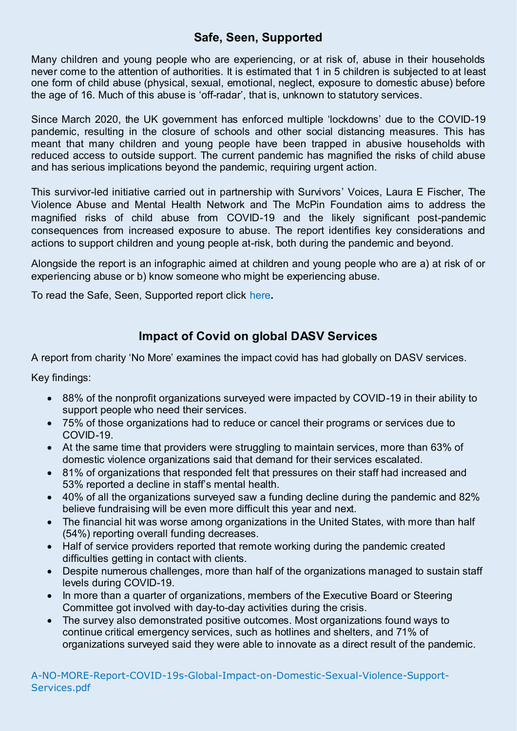## Safe, Seen, Supported

Many children and young people who are experiencing, or at risk of, abuse in their households never come to the attention of authorities. It is estimated that 1 in 5 children is subjected to at least one form of child abuse (physical, sexual, emotional, neglect, exposure to domestic abuse) before the age of 16. Much of this abuse is 'off-radar', that is, unknown to statutory services.

Since March 2020, the UK government has enforced multiple 'lockdowns' due to the COVID-19 pandemic, resulting in the closure of schools and other social distancing measures. This has meant that many children and young people have been trapped in abusive households with reduced access to outside support. The current pandemic has magnified the risks of child abuse and has serious implications beyond the pandemic, requiring urgent action.

This survivor-led initiative carried out in partnership with Survivors' Voices, Laura E Fischer, The Violence Abuse and Mental Health Network and The McPin Foundation aims to address the magnified risks of child abuse from COVID-19 and the likely significant post-pandemic consequences from increased exposure to abuse. The report identifies key considerations and actions to support children and young people at-risk, both during the pandemic and beyond.

Alongside the report is an infographic aimed at children and young people who are a) at risk of or experiencing abuse or b) know someone who might be experiencing abuse.

To read the Safe, Seen, Supported report click here.

## Impact of Covid on global DASV Services

A report from charity 'No More' examines the impact covid has had globally on DASV services.

Key findings:

- 88% of the nonprofit organizations surveyed were impacted by COVID-19 in their ability to support people who need their services.
- 75% of those organizations had to reduce or cancel their programs or services due to COVID-19.
- At the same time that providers were struggling to maintain services, more than 63% of domestic violence organizations said that demand for their services escalated.
- 81% of organizations that responded felt that pressures on their staff had increased and 53% reported a decline in staff's mental health.
- 40% of all the organizations surveyed saw a funding decline during the pandemic and 82% believe fundraising will be even more difficult this year and next.
- The financial hit was worse among organizations in the United States, with more than half (54%) reporting overall funding decreases.
- Half of service providers reported that remote working during the pandemic created difficulties getting in contact with clients.
- Despite numerous challenges, more than half of the organizations managed to sustain staff levels during COVID-19.
- In more than a quarter of organizations, members of the Executive Board or Steering Committee got involved with day-to-day activities during the crisis.
- The survey also demonstrated positive outcomes. Most organizations found ways to continue critical emergency services, such as hotlines and shelters, and 71% of organizations surveyed said they were able to innovate as a direct result of the pandemic.

A-NO-MORE-Report-COVID-19s-Global-Impact-on-Domestic-Sexual-Violence-Support-Services.pdf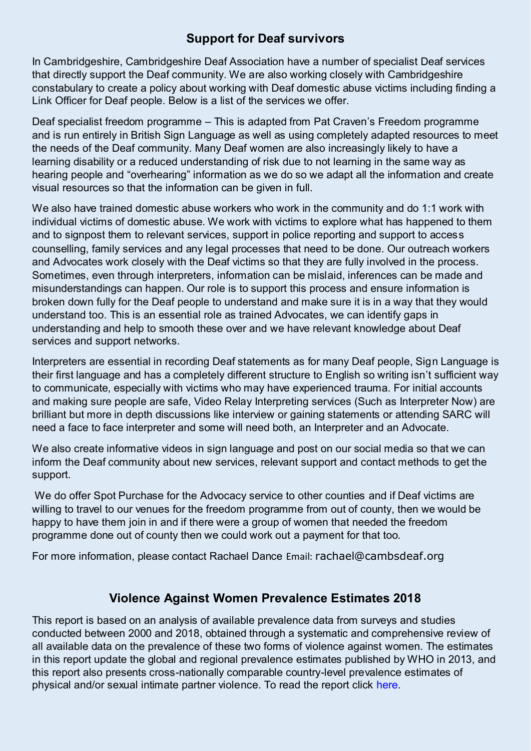## Support for Deaf survivors

In Cambridgeshire, Cambridgeshire Deaf Association have a number of specialist Deaf services that directly support the Deaf community. We are also working closely with Cambridgeshire constabulary to create a policy about working with Deaf domestic abuse victims including finding a Link Officer for Deaf people. Below is a list of the services we offer.

Deaf specialist freedom programme – This is adapted from Pat Craven's Freedom programme and is run entirely in British Sign Language as well as using completely adapted resources to meet the needs of the Deaf community. Many Deaf women are also increasingly likely to have a learning disability or a reduced understanding of risk due to not learning in the same way as hearing people and "overhearing" information as we do so we adapt all the information and create visual resources so that the information can be given in full.

We also have trained domestic abuse workers who work in the community and do 1:1 work with individual victims of domestic abuse. We work with victims to explore what has happened to them and to signpost them to relevant services, support in police reporting and support to access counselling, family services and any legal processes that need to be done. Our outreach workers and Advocates work closely with the Deaf victims so that they are fully involved in the process. Sometimes, even through interpreters, information can be mislaid, inferences can be made and misunderstandings can happen. Our role is to support this process and ensure information is broken down fully for the Deaf people to understand and make sure it is in a way that they would understand too. This is an essential role as trained Advocates, we can identify gaps in understanding and help to smooth these over and we have relevant knowledge about Deaf services and support networks.

Interpreters are essential in recording Deaf statements as for many Deaf people, Sign Language is their first language and has a completely different structure to English so writing isn't sufficient way to communicate, especially with victims who may have experienced trauma. For initial accounts and making sure people are safe, Video Relay Interpreting services (Such as Interpreter Now) are brilliant but more in depth discussions like interview or gaining statements or attending SARC will need a face to face interpreter and some will need both, an Interpreter and an Advocate.

We also create informative videos in sign language and post on our social media so that we can inform the Deaf community about new services, relevant support and contact methods to get the support.

We do offer Spot Purchase for the Advocacy service to other counties and if Deaf victims are willing to travel to our venues for the freedom programme from out of county, then we would be happy to have them join in and if there were a group of women that needed the freedom programme done out of county then we could work out a payment for that too.

For more information, please contact Rachael Dance Email: rachael@cambsdeaf.org

## Violence Against Women Prevalence Estimates 2018

This report is based on an analysis of available prevalence data from surveys and studies conducted between 2000 and 2018, obtained through a systematic and comprehensive review of all available data on the prevalence of these two forms of violence against women. The estimates in this report update the global and regional prevalence estimates published by WHO in 2013, and this report also presents cross-nationally comparable country-level prevalence estimates of physical and/or sexual intimate partner violence. To read the report click here.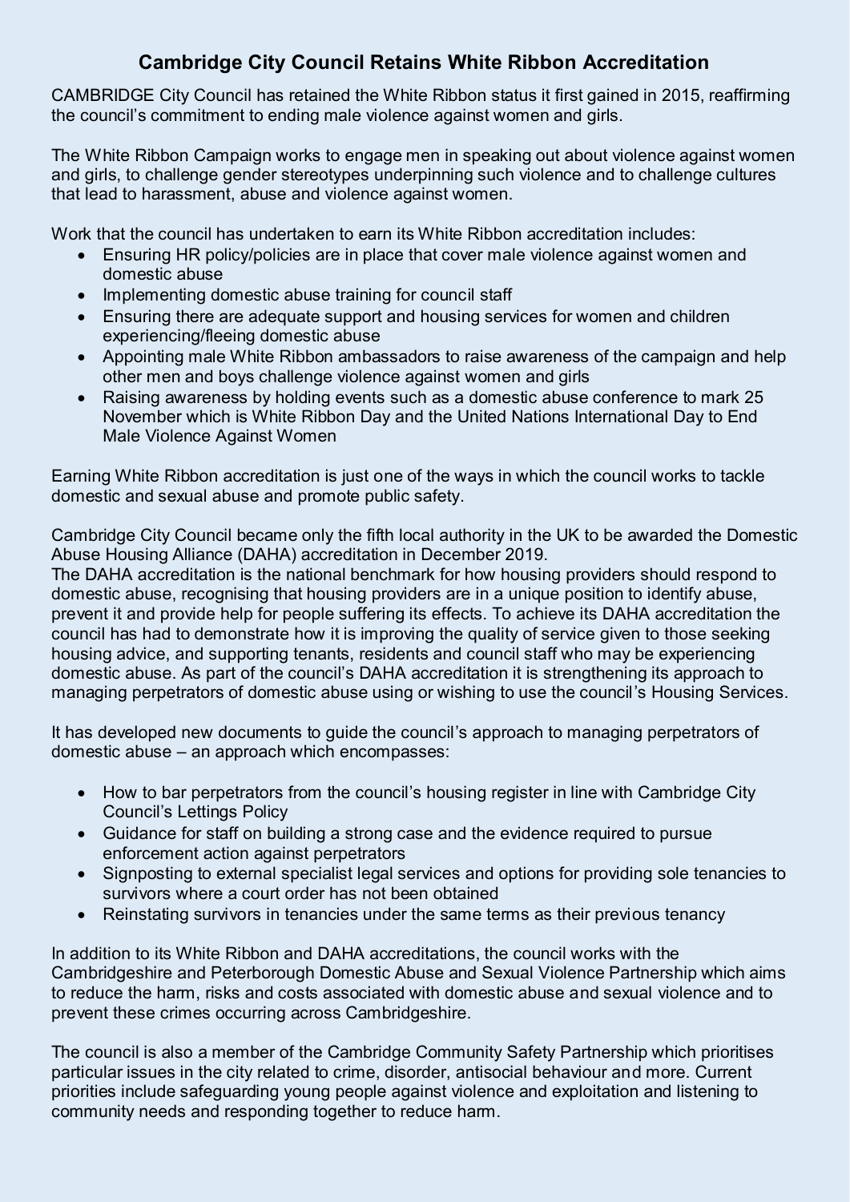# Cambridge City Council Retains White Ribbon Accreditation

CAMBRIDGE City Council has retained the White Ribbon status it first gained in 2015, reaffirming the council's commitment to ending male violence against women and girls.

The White Ribbon Campaign works to engage men in speaking out about violence against women and girls, to challenge gender stereotypes underpinning such violence and to challenge cultures that lead to harassment, abuse and violence against women.

Work that the council has undertaken to earn its White Ribbon accreditation includes:

- Ensuring HR policy/policies are in place that cover male violence against women and domestic abuse
- Implementing domestic abuse training for council staff
- Ensuring there are adequate support and housing services for women and children experiencing/fleeing domestic abuse
- Appointing male White Ribbon ambassadors to raise awareness of the campaign and help other men and boys challenge violence against women and girls
- Raising awareness by holding events such as a domestic abuse conference to mark 25 November which is White Ribbon Day and the United Nations International Day to End Male Violence Against Women

Earning White Ribbon accreditation is just one of the ways in which the council works to tackle domestic and sexual abuse and promote public safety.

Cambridge City Council became only the fifth local authority in the UK to be awarded the Domestic Abuse Housing Alliance (DAHA) accreditation in December 2019.
The DAHA accreditation is the national benchmark for how housing providers should respond to domestic abuse, recognising that housing providers are in a unique position to identify abuse, prevent it and provide help for people suffering its effects. To achieve its DAHA accreditation the council has had to demonstrate how it is improving the quality of service given to those seeking housing advice, and supporting tenants, residents and council staff who may be experiencing domestic abuse. As part of the council's DAHA accreditation it is strengthening its approach to managing perpetrators of domestic abuse using or wishing to use the council's Housing Services.

It has developed new documents to guide the council's approach to managing perpetrators of domestic abuse – an approach which encompasses:

- How to bar perpetrators from the council's housing register in line with Cambridge City Council's Lettings Policy
- Guidance for staff on building a strong case and the evidence required to pursue enforcement action against perpetrators
- Signposting to external specialist legal services and options for providing sole tenancies to survivors where a court order has not been obtained
- Reinstating survivors in tenancies under the same terms as their previous tenancy

In addition to its White Ribbon and DAHA accreditations, the council works with the Cambridgeshire and Peterborough Domestic Abuse and Sexual Violence Partnership which aims to reduce the harm, risks and costs associated with domestic abuse and sexual violence and to prevent these crimes occurring across Cambridgeshire.

The council is also a member of the Cambridge Community Safety Partnership which prioritises particular issues in the city related to crime, disorder, antisocial behaviour and more. Current priorities include safeguarding young people against violence and exploitation and listening to community needs and responding together to reduce harm.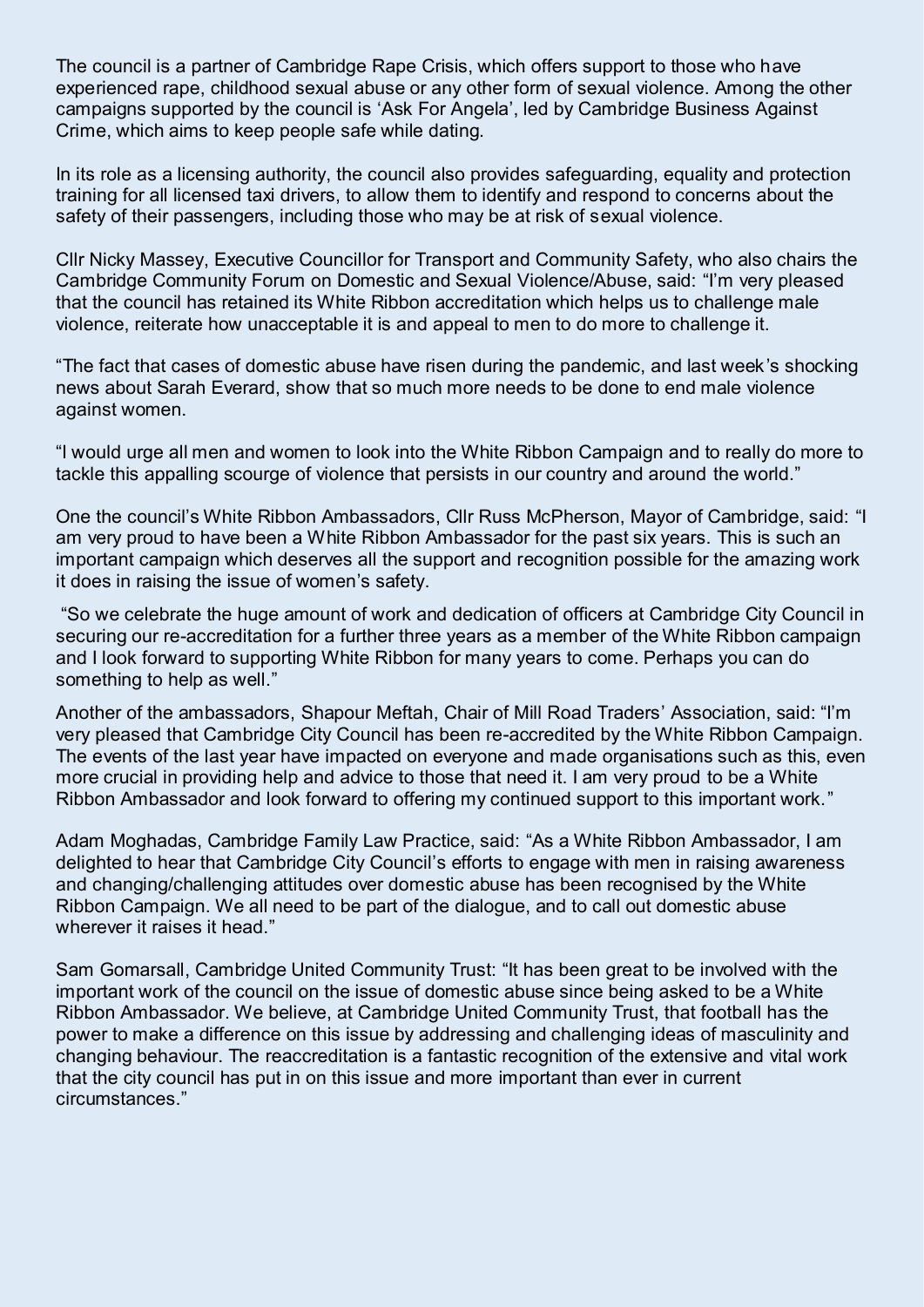The council is a partner of Cambridge Rape Crisis, which offers support to those who have experienced rape, childhood sexual abuse or any other form of sexual violence. Among the other campaigns supported by the council is 'Ask For Angela', led by Cambridge Business Against Crime, which aims to keep people safe while dating.

In its role as a licensing authority, the council also provides safeguarding, equality and protection training for all licensed taxi drivers, to allow them to identify and respond to concerns about the safety of their passengers, including those who may be at risk of sexual violence.

Cllr Nicky Massey, Executive Councillor for Transport and Community Safety, who also chairs the Cambridge Community Forum on Domestic and Sexual Violence/Abuse, said: "I'm very pleased that the council has retained its White Ribbon accreditation which helps us to challenge male violence, reiterate how unacceptable it is and appeal to men to do more to challenge it.

"The fact that cases of domestic abuse have risen during the pandemic, and last week's shocking news about Sarah Everard, show that so much more needs to be done to end male violence against women.

"I would urge all men and women to look into the White Ribbon Campaign and to really do more to tackle this appalling scourge of violence that persists in our country and around the world."

One the council's White Ribbon Ambassadors, Cllr Russ McPherson, Mayor of Cambridge, said: "I am very proud to have been a White Ribbon Ambassador for the past six years. This is such an important campaign which deserves all the support and recognition possible for the amazing work it does in raising the issue of women's safety.

"So we celebrate the huge amount of work and dedication of officers at Cambridge City Council in securing our re-accreditation for a further three years as a member of the White Ribbon campaign and I look forward to supporting White Ribbon for many years to come. Perhaps you can do something to help as well."

Another of the ambassadors, Shapour Meftah, Chair of Mill Road Traders' Association, said: "I'm very pleased that Cambridge City Council has been re-accredited by the White Ribbon Campaign. The events of the last year have impacted on everyone and made organisations such as this, even more crucial in providing help and advice to those that need it. I am very proud to be a White Ribbon Ambassador and look forward to offering my continued support to this important work."

Adam Moghadas, Cambridge Family Law Practice, said: "As a White Ribbon Ambassador, I am delighted to hear that Cambridge City Council's efforts to engage with men in raising awareness and changing/challenging attitudes over domestic abuse has been recognised by the White Ribbon Campaign. We all need to be part of the dialogue, and to call out domestic abuse wherever it raises it head."

Sam Gomarsall, Cambridge United Community Trust: "It has been great to be involved with the important work of the council on the issue of domestic abuse since being asked to be a White Ribbon Ambassador. We believe, at Cambridge United Community Trust, that football has the power to make a difference on this issue by addressing and challenging ideas of masculinity and changing behaviour. The reaccreditation is a fantastic recognition of the extensive and vital work that the city council has put in on this issue and more important than ever in current circumstances."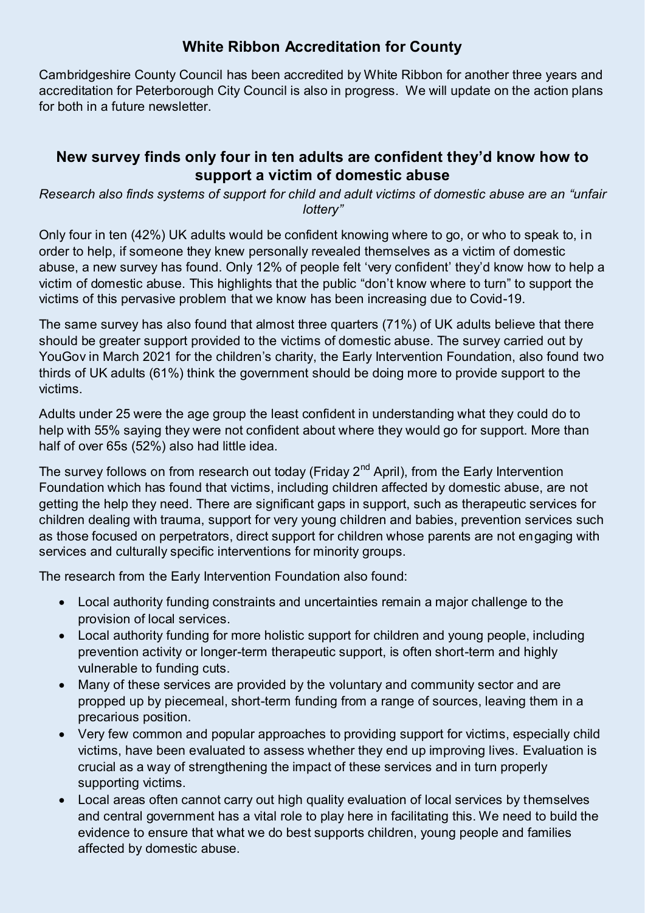## White Ribbon Accreditation for County

Cambridgeshire County Council has been accredited by White Ribbon for another three years and accreditation for Peterborough City Council is also in progress. We will update on the action plans for both in a future newsletter.

## New survey finds only four in ten adults are confident they'd know how to support a victim of domestic abuse

*Research also finds systems of support for child and adult victims of domestic abuse are an "unfair lottery"*

Only four in ten (42%) UK adults would be confident knowing where to go, or who to speak to, in order to help, if someone they knew personally revealed themselves as a victim of domestic abuse, a new survey has found. Only 12% of people felt 'very confident' they'd know how to help a victim of domestic abuse. This highlights that the public "don't know where to turn" to support the victims of this pervasive problem that we know has been increasing due to Covid-19.

The same survey has also found that almost three quarters (71%) of UK adults believe that there should be greater support provided to the victims of domestic abuse. The survey carried out by YouGov in March 2021 for the children's charity, the Early Intervention Foundation, also found two thirds of UK adults (61%) think the government should be doing more to provide support to the victims.

Adults under 25 were the age group the least confident in understanding what they could do to help with 55% saying they were not confident about where they would go for support. More than half of over 65s (52%) also had little idea.

The survey follows on from research out today (Friday 2nd April), from the Early Intervention Foundation which has found that victims, including children affected by domestic abuse, are not getting the help they need. There are significant gaps in support, such as therapeutic services for children dealing with trauma, support for very young children and babies, prevention services such as those focused on perpetrators, direct support for children whose parents are not engaging with services and culturally specific interventions for minority groups.

The research from the Early Intervention Foundation also found:

- Local authority funding constraints and uncertainties remain a major challenge to the provision of local services.
- Local authority funding for more holistic support for children and young people, including prevention activity or longer-term therapeutic support, is often short-term and highly vulnerable to funding cuts.
- Many of these services are provided by the voluntary and community sector and are propped up by piecemeal, short-term funding from a range of sources, leaving them in a precarious position.
- Very few common and popular approaches to providing support for victims, especially child victims, have been evaluated to assess whether they end up improving lives. Evaluation is crucial as a way of strengthening the impact of these services and in turn properly supporting victims.
- Local areas often cannot carry out high quality evaluation of local services by themselves and central government has a vital role to play here in facilitating this. We need to build the evidence to ensure that what we do best supports children, young people and families affected by domestic abuse.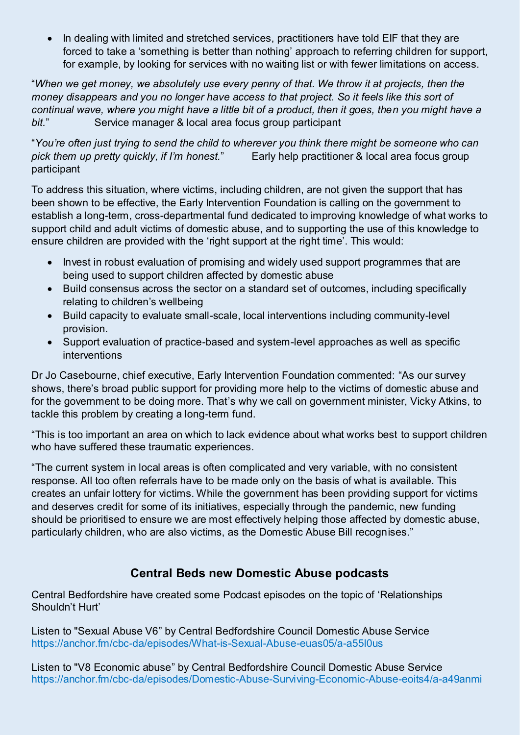- In dealing with limited and stretched services, practitioners have told EIF that they are forced to take a 'something is better than nothing' approach to referring children for support, for example, by looking for services with no waiting list or with fewer limitations on access.

"*When we get money, we absolutely use every penny of that. We throw it at projects, then the money disappears and you no longer have access to that project. So it feels like this sort of continual wave, where you might have a little bit of a product, then it goes, then you might have a bit.*" Service manager & local area focus group participant

"*You're often just trying to send the child to wherever you think there might be someone who can pick them up pretty quickly, if I'm honest.*" Early help practitioner & local area focus group participant

To address this situation, where victims, including children, are not given the support that has been shown to be effective, the Early Intervention Foundation is calling on the government to establish a long-term, cross-departmental fund dedicated to improving knowledge of what works to support child and adult victims of domestic abuse, and to supporting the use of this knowledge to ensure children are provided with the 'right support at the right time'. This would:

- Invest in robust evaluation of promising and widely used support programmes that are being used to support children affected by domestic abuse
- Build consensus across the sector on a standard set of outcomes, including specifically relating to children's wellbeing
- Build capacity to evaluate small-scale, local interventions including community-level provision.
- Support evaluation of practice-based and system-level approaches as well as specific interventions

Dr Jo Casebourne, chief executive, Early Intervention Foundation commented: "As our survey shows, there's broad public support for providing more help to the victims of domestic abuse and for the government to be doing more. That's why we call on government minister, Vicky Atkins, to tackle this problem by creating a long-term fund.

"This is too important an area on which to lack evidence about what works best to support children who have suffered these traumatic experiences.

"The current system in local areas is often complicated and very variable, with no consistent response. All too often referrals have to be made only on the basis of what is available. This creates an unfair lottery for victims. While the government has been providing support for victims and deserves credit for some of its initiatives, especially through the pandemic, new funding should be prioritised to ensure we are most effectively helping those affected by domestic abuse, particularly children, who are also victims, as the Domestic Abuse Bill recognises."

## Central Beds new Domestic Abuse podcasts

Central Bedfordshire have created some Podcast episodes on the topic of 'Relationships Shouldn't Hurt'

Listen to "Sexual Abuse V6" by Central Bedfordshire Council Domestic Abuse Service
https://anchor.fm/cbc-da/episodes/What-is-Sexual-Abuse-euas05/a-a55l0us

Listen to "V8 Economic abuse" by Central Bedfordshire Council Domestic Abuse Service
https://anchor.fm/cbc-da/episodes/Domestic-Abuse-Surviving-Economic-Abuse-eoits4/a-a49anmi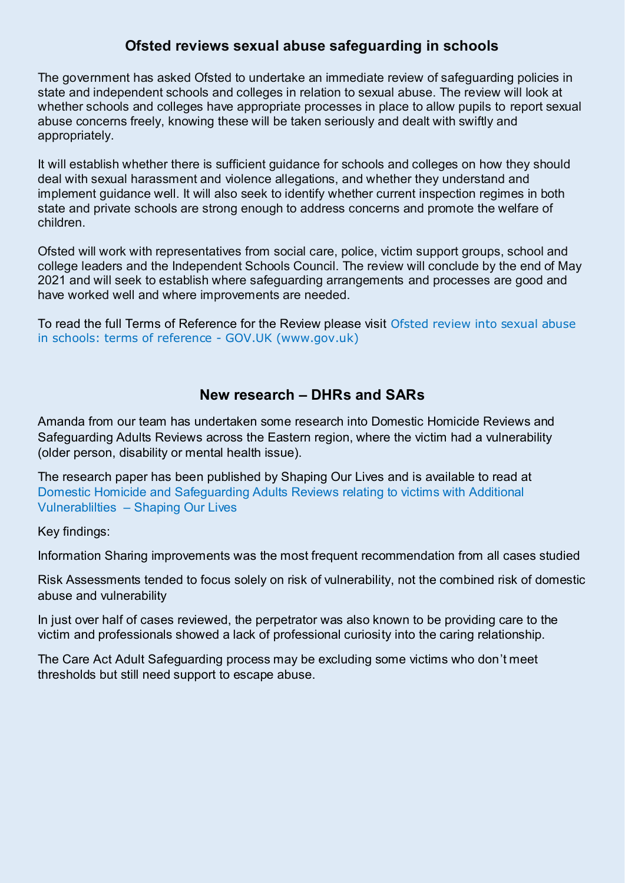## Ofsted reviews sexual abuse safeguarding in schools

The government has asked Ofsted to undertake an immediate review of safeguarding policies in state and independent schools and colleges in relation to sexual abuse. The review will look at whether schools and colleges have appropriate processes in place to allow pupils to report sexual abuse concerns freely, knowing these will be taken seriously and dealt with swiftly and appropriately.

It will establish whether there is sufficient guidance for schools and colleges on how they should deal with sexual harassment and violence allegations, and whether they understand and implement guidance well. It will also seek to identify whether current inspection regimes in both state and private schools are strong enough to address concerns and promote the welfare of children.

Ofsted will work with representatives from social care, police, victim support groups, school and college leaders and the Independent Schools Council. The review will conclude by the end of May 2021 and will seek to establish where safeguarding arrangements and processes are good and have worked well and where improvements are needed.

To read the full Terms of Reference for the Review please visit Ofsted review into sexual abuse in schools: terms of reference - GOV.UK (www.gov.uk)

## New research – DHRs and SARs

Amanda from our team has undertaken some research into Domestic Homicide Reviews and Safeguarding Adults Reviews across the Eastern region, where the victim had a vulnerability (older person, disability or mental health issue).

The research paper has been published by Shaping Our Lives and is available to read at Domestic Homicide and Safeguarding Adults Reviews relating to victims with Additional Vulnerablilties – Shaping Our Lives

Key findings:

Information Sharing improvements was the most frequent recommendation from all cases studied

Risk Assessments tended to focus solely on risk of vulnerability, not the combined risk of domestic abuse and vulnerability

In just over half of cases reviewed, the perpetrator was also known to be providing care to the victim and professionals showed a lack of professional curiosity into the caring relationship.

The Care Act Adult Safeguarding process may be excluding some victims who don't meet thresholds but still need support to escape abuse.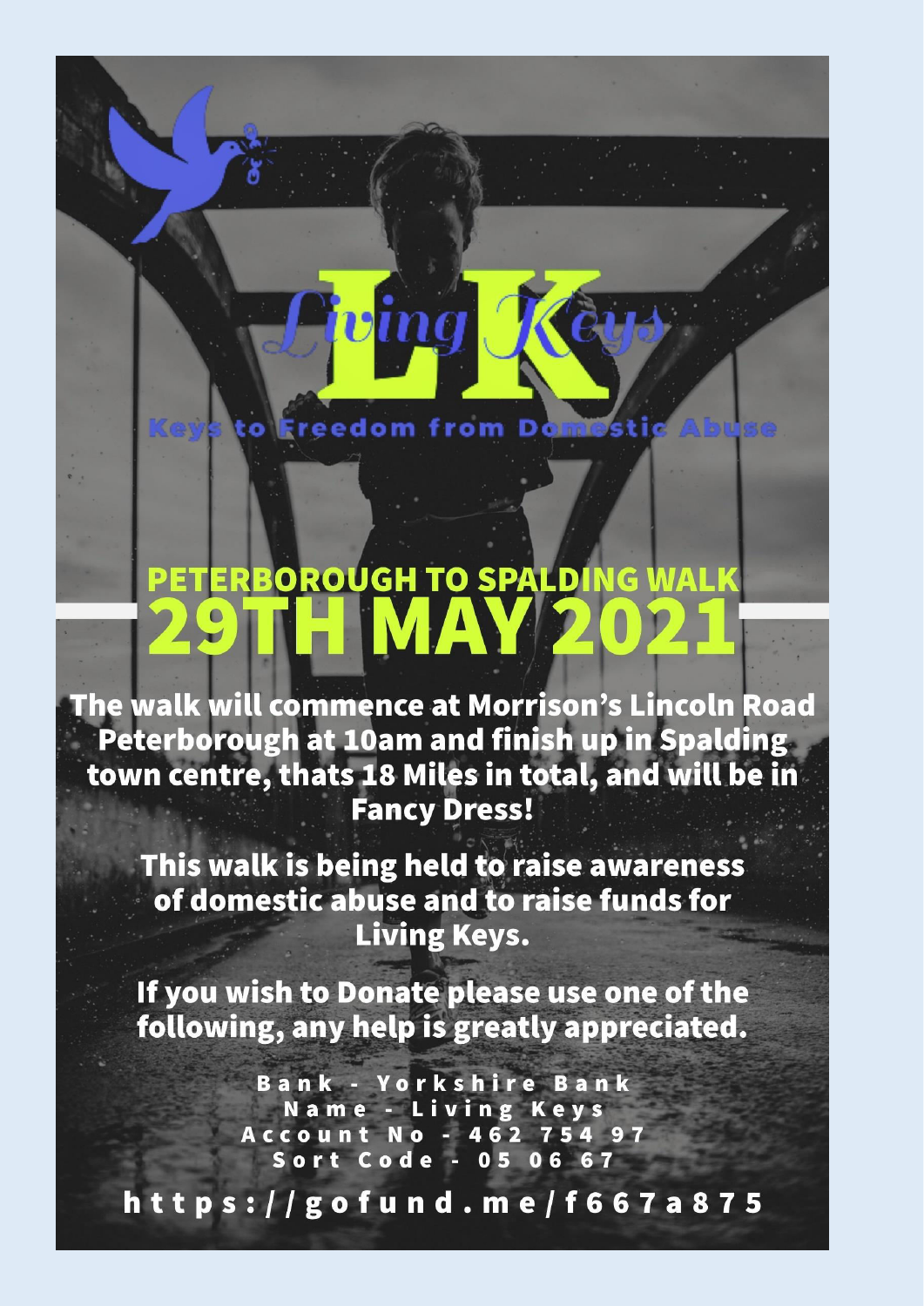# Living Keys

Keys to Freedom from Domestic Abuse

## PETERBOROUGH TO SPALDING WALK

# 29TH MAY 2021

**The walk will commence at Morrison's Lincoln Road Peterborough at 10am and finish up in Spalding town centre, thats 18 Miles in total, and will be in Fancy Dress!**

**This walk is being held to raise awareness of domestic abuse and to raise funds for Living Keys.**

**If you wish to Donate please use one of the following, any help is greatly appreciated.**

**Bank - Yorkshire Bank**
**Name - Living Keys**
**Account No - 462 754 97**
**Sort Code - 05 06 67**

**https://gofund.me/f667a875**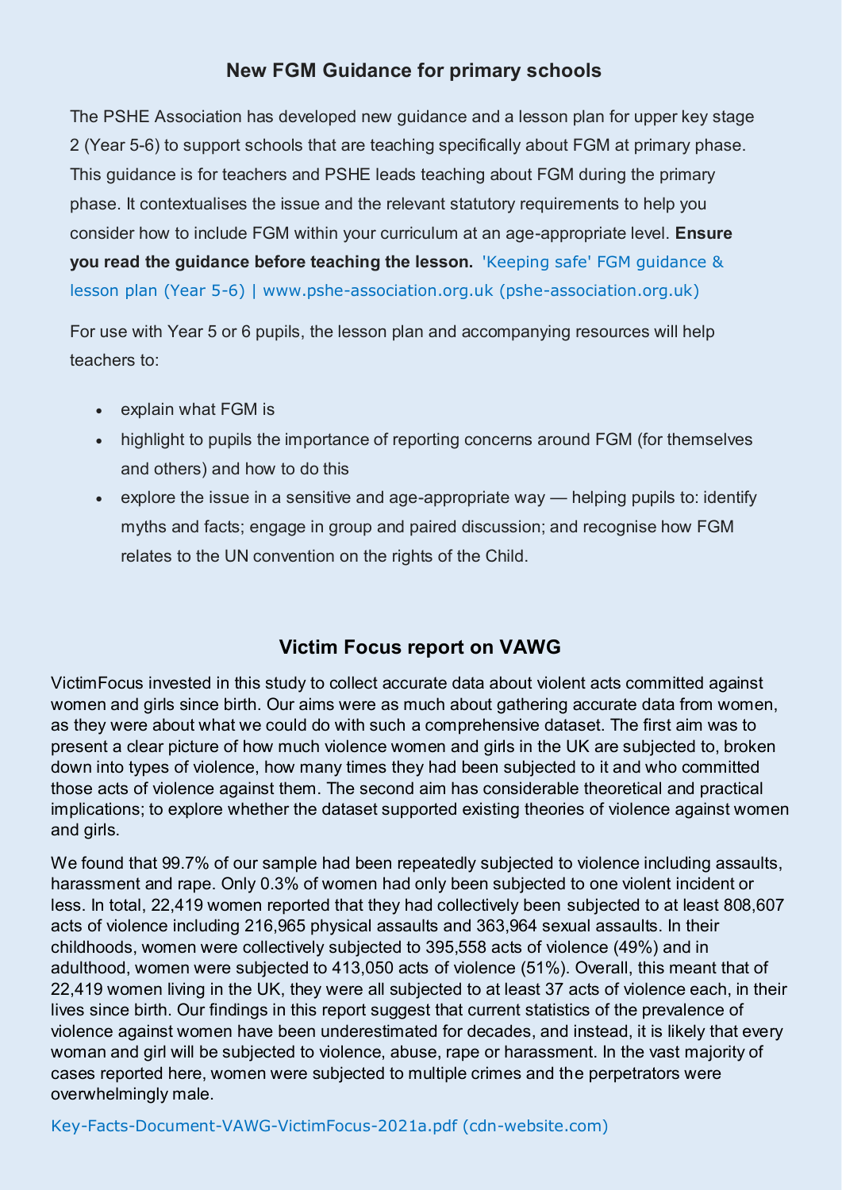## New FGM Guidance for primary schools

The PSHE Association has developed new guidance and a lesson plan for upper key stage 2 (Year 5-6) to support schools that are teaching specifically about FGM at primary phase. This guidance is for teachers and PSHE leads teaching about FGM during the primary phase. It contextualises the issue and the relevant statutory requirements to help you consider how to include FGM within your curriculum at an age-appropriate level. **Ensure you read the guidance before teaching the lesson.** 'Keeping safe' FGM guidance & lesson plan (Year 5-6) | www.pshe-association.org.uk (pshe-association.org.uk)

For use with Year 5 or 6 pupils, the lesson plan and accompanying resources will help teachers to:

- explain what FGM is
- highlight to pupils the importance of reporting concerns around FGM (for themselves and others) and how to do this
- explore the issue in a sensitive and age-appropriate way — helping pupils to: identify myths and facts; engage in group and paired discussion; and recognise how FGM relates to the UN convention on the rights of the Child.

## Victim Focus report on VAWG

VictimFocus invested in this study to collect accurate data about violent acts committed against women and girls since birth. Our aims were as much about gathering accurate data from women, as they were about what we could do with such a comprehensive dataset. The first aim was to present a clear picture of how much violence women and girls in the UK are subjected to, broken down into types of violence, how many times they had been subjected to it and who committed those acts of violence against them. The second aim has considerable theoretical and practical implications; to explore whether the dataset supported existing theories of violence against women and girls.

We found that 99.7% of our sample had been repeatedly subjected to violence including assaults, harassment and rape. Only 0.3% of women had only been subjected to one violent incident or less. In total, 22,419 women reported that they had collectively been subjected to at least 808,607 acts of violence including 216,965 physical assaults and 363,964 sexual assaults. In their childhoods, women were collectively subjected to 395,558 acts of violence (49%) and in adulthood, women were subjected to 413,050 acts of violence (51%). Overall, this meant that of 22,419 women living in the UK, they were all subjected to at least 37 acts of violence each, in their lives since birth. Our findings in this report suggest that current statistics of the prevalence of violence against women have been underestimated for decades, and instead, it is likely that every woman and girl will be subjected to violence, abuse, rape or harassment. In the vast majority of cases reported here, women were subjected to multiple crimes and the perpetrators were overwhelmingly male.

Key-Facts-Document-VAWG-VictimFocus-2021a.pdf (cdn-website.com)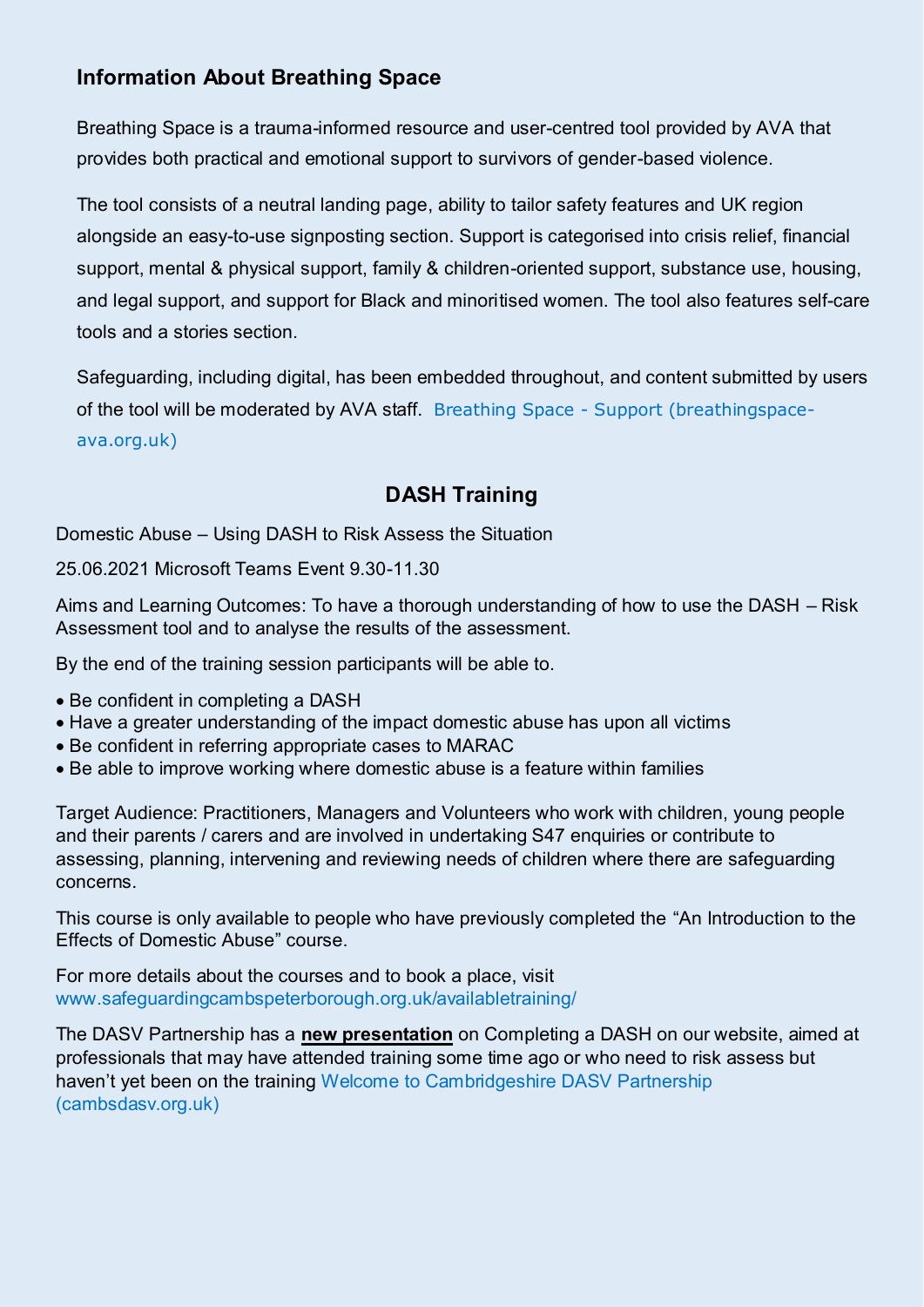## Information About Breathing Space

Breathing Space is a trauma-informed resource and user-centred tool provided by AVA that provides both practical and emotional support to survivors of gender-based violence.

The tool consists of a neutral landing page, ability to tailor safety features and UK region alongside an easy-to-use signposting section. Support is categorised into crisis relief, financial support, mental & physical support, family & children-oriented support, substance use, housing, and legal support, and support for Black and minoritised women. The tool also features self-care tools and a stories section.

Safeguarding, including digital, has been embedded throughout, and content submitted by users of the tool will be moderated by AVA staff. Breathing Space - Support (breathingspace-ava.org.uk)

## DASH Training

Domestic Abuse – Using DASH to Risk Assess the Situation

25.06.2021 Microsoft Teams Event 9.30-11.30

Aims and Learning Outcomes: To have a thorough understanding of how to use the DASH – Risk Assessment tool and to analyse the results of the assessment.

By the end of the training session participants will be able to.

- Be confident in completing a DASH
- Have a greater understanding of the impact domestic abuse has upon all victims
- Be confident in referring appropriate cases to MARAC
- Be able to improve working where domestic abuse is a feature within families

Target Audience: Practitioners, Managers and Volunteers who work with children, young people and their parents / carers and are involved in undertaking S47 enquiries or contribute to assessing, planning, intervening and reviewing needs of children where there are safeguarding concerns.

This course is only available to people who have previously completed the "An Introduction to the Effects of Domestic Abuse" course.

For more details about the courses and to book a place, visit www.safeguardingcambspeterborough.org.uk/availabletraining/

The DASV Partnership has a **new presentation** on Completing a DASH on our website, aimed at professionals that may have attended training some time ago or who need to risk assess but haven't yet been on the training Welcome to Cambridgeshire DASV Partnership (cambsdasv.org.uk)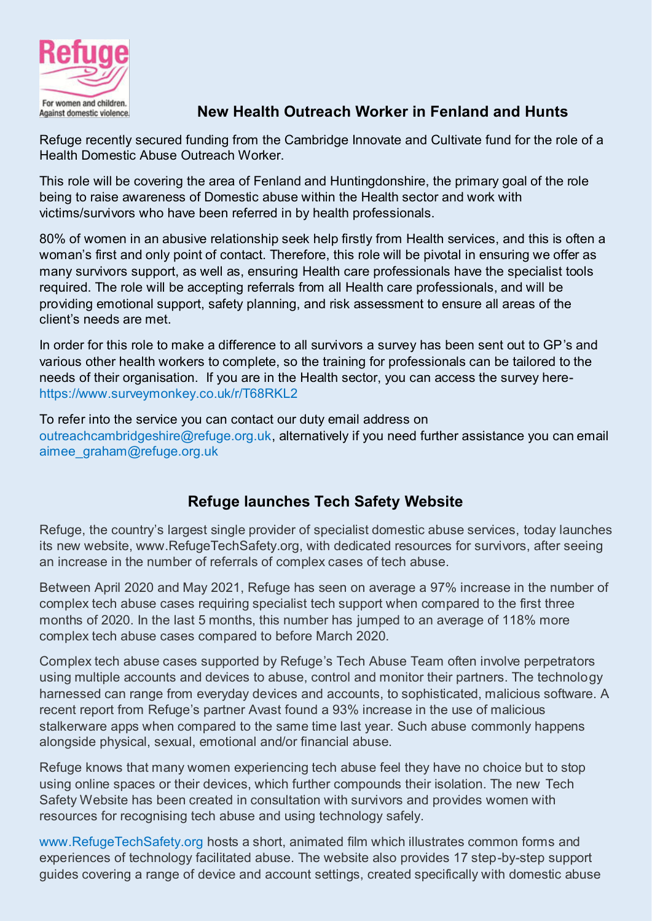## New Health Outreach Worker in Fenland and Hunts

Refuge recently secured funding from the Cambridge Innovate and Cultivate fund for the role of a Health Domestic Abuse Outreach Worker.

This role will be covering the area of Fenland and Huntingdonshire, the primary goal of the role being to raise awareness of Domestic abuse within the Health sector and work with victims/survivors who have been referred in by health professionals.

80% of women in an abusive relationship seek help firstly from Health services, and this is often a woman's first and only point of contact. Therefore, this role will be pivotal in ensuring we offer as many survivors support, as well as, ensuring Health care professionals have the specialist tools required. The role will be accepting referrals from all Health care professionals, and will be providing emotional support, safety planning, and risk assessment to ensure all areas of the client's needs are met.

In order for this role to make a difference to all survivors a survey has been sent out to GP's and various other health workers to complete, so the training for professionals can be tailored to the needs of their organisation. If you are in the Health sector, you can access the survey here- https://www.surveymonkey.co.uk/r/T68RKL2

To refer into the service you can contact our duty email address on outreachcambridgeshire@refuge.org.uk, alternatively if you need further assistance you can email aimee_graham@refuge.org.uk

## Refuge launches Tech Safety Website

Refuge, the country's largest single provider of specialist domestic abuse services, today launches its new website, www.RefugeTechSafety.org, with dedicated resources for survivors, after seeing an increase in the number of referrals of complex cases of tech abuse.

Between April 2020 and May 2021, Refuge has seen on average a 97% increase in the number of complex tech abuse cases requiring specialist tech support when compared to the first three months of 2020. In the last 5 months, this number has jumped to an average of 118% more complex tech abuse cases compared to before March 2020.

Complex tech abuse cases supported by Refuge's Tech Abuse Team often involve perpetrators using multiple accounts and devices to abuse, control and monitor their partners. The technology harnessed can range from everyday devices and accounts, to sophisticated, malicious software. A recent report from Refuge's partner Avast found a 93% increase in the use of malicious stalkerware apps when compared to the same time last year. Such abuse commonly happens alongside physical, sexual, emotional and/or financial abuse.

Refuge knows that many women experiencing tech abuse feel they have no choice but to stop using online spaces or their devices, which further compounds their isolation. The new Tech Safety Website has been created in consultation with survivors and provides women with resources for recognising tech abuse and using technology safely.

www.RefugeTechSafety.org hosts a short, animated film which illustrates common forms and experiences of technology facilitated abuse. The website also provides 17 step-by-step support guides covering a range of device and account settings, created specifically with domestic abuse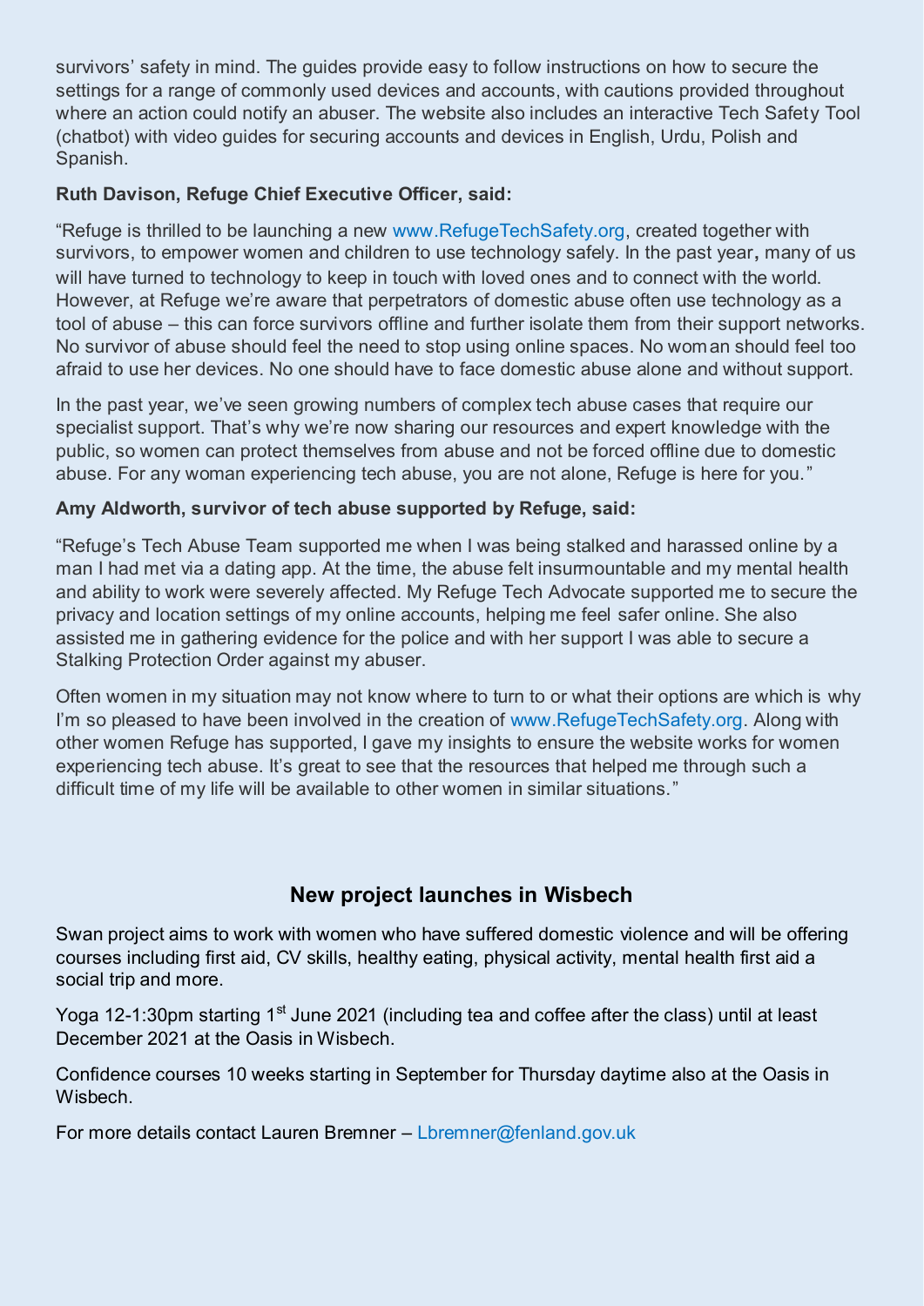survivors' safety in mind. The guides provide easy to follow instructions on how to secure the settings for a range of commonly used devices and accounts, with cautions provided throughout where an action could notify an abuser. The website also includes an interactive Tech Safety Tool (chatbot) with video guides for securing accounts and devices in English, Urdu, Polish and Spanish.

**Ruth Davison, Refuge Chief Executive Officer, said:**

"Refuge is thrilled to be launching a new www.RefugeTechSafety.org, created together with survivors, to empower women and children to use technology safely. In the past year**,** many of us will have turned to technology to keep in touch with loved ones and to connect with the world. However, at Refuge we're aware that perpetrators of domestic abuse often use technology as a tool of abuse – this can force survivors offline and further isolate them from their support networks. No survivor of abuse should feel the need to stop using online spaces. No woman should feel too afraid to use her devices. No one should have to face domestic abuse alone and without support.

In the past year, we've seen growing numbers of complex tech abuse cases that require our specialist support. That's why we're now sharing our resources and expert knowledge with the public, so women can protect themselves from abuse and not be forced offline due to domestic abuse. For any woman experiencing tech abuse, you are not alone, Refuge is here for you."

**Amy Aldworth, survivor of tech abuse supported by Refuge, said:**

"Refuge's Tech Abuse Team supported me when I was being stalked and harassed online by a man I had met via a dating app. At the time, the abuse felt insurmountable and my mental health and ability to work were severely affected. My Refuge Tech Advocate supported me to secure the privacy and location settings of my online accounts, helping me feel safer online. She also assisted me in gathering evidence for the police and with her support I was able to secure a Stalking Protection Order against my abuser.

Often women in my situation may not know where to turn to or what their options are which is why I'm so pleased to have been involved in the creation of www.RefugeTechSafety.org. Along with other women Refuge has supported, I gave my insights to ensure the website works for women experiencing tech abuse. It's great to see that the resources that helped me through such a difficult time of my life will be available to other women in similar situations."

## New project launches in Wisbech

Swan project aims to work with women who have suffered domestic violence and will be offering courses including first aid, CV skills, healthy eating, physical activity, mental health first aid a social trip and more.

Yoga 12-1:30pm starting 1st June 2021 (including tea and coffee after the class) until at least December 2021 at the Oasis in Wisbech.

Confidence courses 10 weeks starting in September for Thursday daytime also at the Oasis in Wisbech.

For more details contact Lauren Bremner – Lbremner@fenland.gov.uk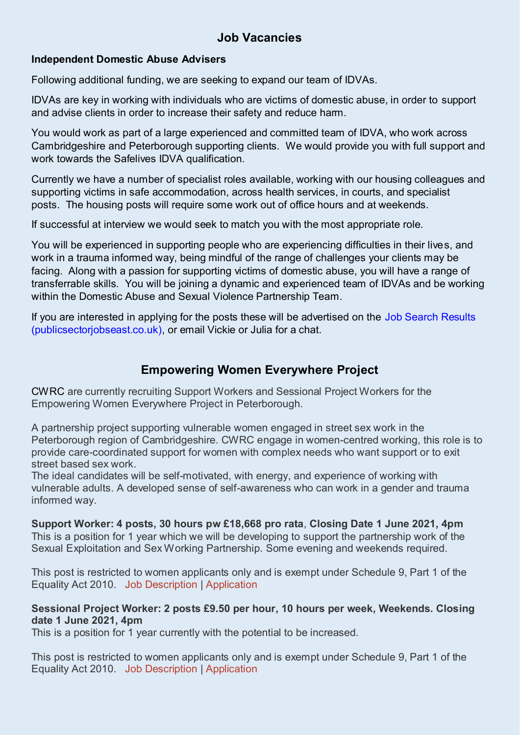## Job Vacancies

**Independent Domestic Abuse Advisers**

Following additional funding, we are seeking to expand our team of IDVAs.

IDVAs are key in working with individuals who are victims of domestic abuse, in order to support and advise clients in order to increase their safety and reduce harm.

You would work as part of a large experienced and committed team of IDVA, who work across Cambridgeshire and Peterborough supporting clients. We would provide you with full support and work towards the Safelives IDVA qualification.

Currently we have a number of specialist roles available, working with our housing colleagues and supporting victims in safe accommodation, across health services, in courts, and specialist posts. The housing posts will require some work out of office hours and at weekends.

If successful at interview we would seek to match you with the most appropriate role.

You will be experienced in supporting people who are experiencing difficulties in their lives, and work in a trauma informed way, being mindful of the range of challenges your clients may be facing. Along with a passion for supporting victims of domestic abuse, you will have a range of transferrable skills. You will be joining a dynamic and experienced team of IDVAs and be working within the Domestic Abuse and Sexual Violence Partnership Team.

If you are interested in applying for the posts these will be advertised on the Job Search Results (publicsectorjobseast.co.uk), or email Vickie or Julia for a chat.

## Empowering Women Everywhere Project

CWRC are currently recruiting Support Workers and Sessional Project Workers for the Empowering Women Everywhere Project in Peterborough.

A partnership project supporting vulnerable women engaged in street sex work in the Peterborough region of Cambridgeshire. CWRC engage in women-centred working, this role is to provide care-coordinated support for women with complex needs who want support or to exit street based sex work.
The ideal candidates will be self-motivated, with energy, and experience of working with vulnerable adults. A developed sense of self-awareness who can work in a gender and trauma informed way.

**Support Worker: 4 posts, 30 hours pw £18,668 pro rata**, **Closing Date 1 June 2021, 4pm**
This is a position for 1 year which we will be developing to support the partnership work of the Sexual Exploitation and Sex Working Partnership. Some evening and weekends required.

This post is restricted to women applicants only and is exempt under Schedule 9, Part 1 of the Equality Act 2010. Job Description | Application

**Sessional Project Worker: 2 posts £9.50 per hour, 10 hours per week, Weekends. Closing date 1 June 2021, 4pm**
This is a position for 1 year currently with the potential to be increased.

This post is restricted to women applicants only and is exempt under Schedule 9, Part 1 of the Equality Act 2010. Job Description | Application